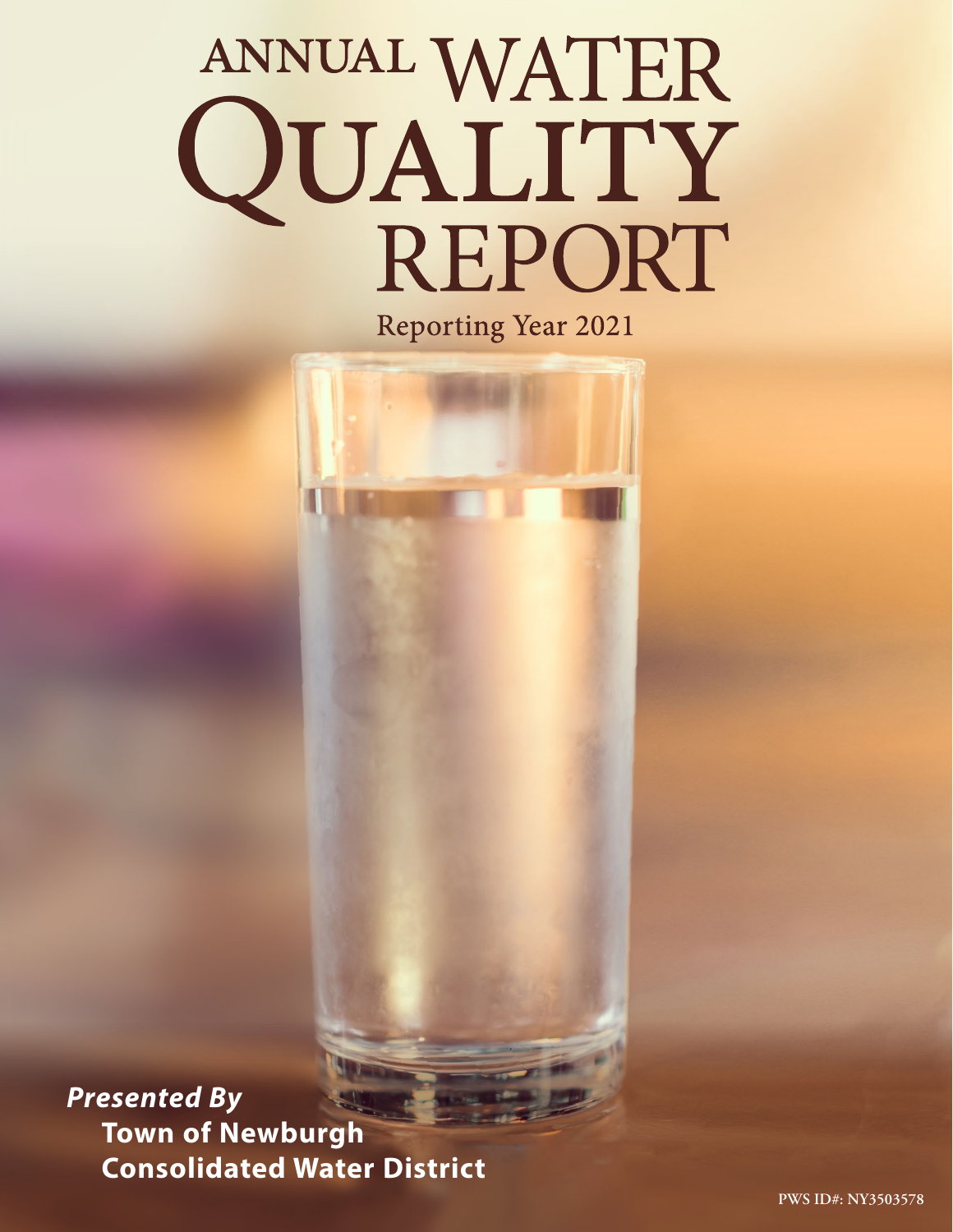# ANNUAL WATER QUALITY REPORT

Reporting Year 2021

***Presented By***

**Town of Newburgh Consolidated Water District**

PWS ID#: NY3503578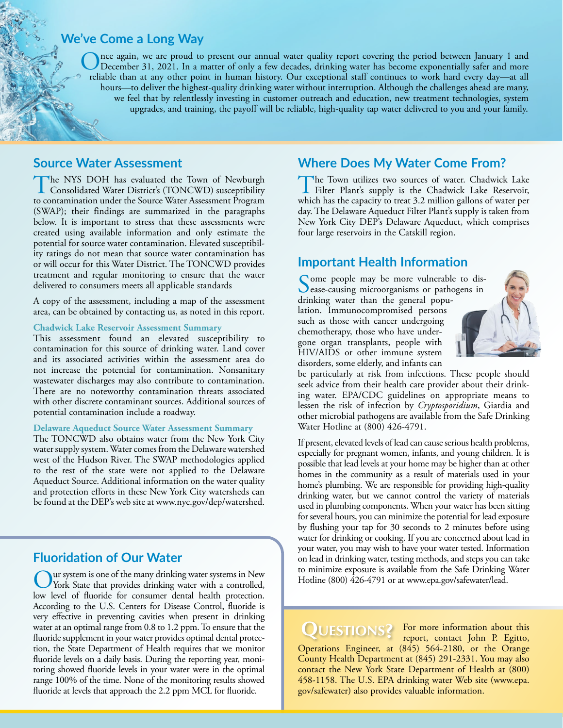## We've Come a Long Way

Once again, we are proud to present our annual water quality report covering the period between January 1 and December 31, 2021. In a matter of only a few decades, drinking water has become exponentially safer and more reliable than at any other point in human history. Our exceptional staff continues to work hard every day—at all hours—to deliver the highest-quality drinking water without interruption. Although the challenges ahead are many, we feel that by relentlessly investing in customer outreach and education, new treatment technologies, system upgrades, and training, the payoff will be reliable, high-quality tap water delivered to you and your family.

## Source Water Assessment

The NYS DOH has evaluated the Town of Newburgh Consolidated Water District's (TONCWD) susceptibility to contamination under the Source Water Assessment Program (SWAP); their findings are summarized in the paragraphs below. It is important to stress that these assessments were created using available information and only estimate the potential for source water contamination. Elevated susceptibility ratings do not mean that source water contamination has or will occur for this Water District. The TONCWD provides treatment and regular monitoring to ensure that the water delivered to consumers meets all applicable standards

A copy of the assessment, including a map of the assessment area, can be obtained by contacting us, as noted in this report.

### Chadwick Lake Reservoir Assessment Summary

This assessment found an elevated susceptibility to contamination for this source of drinking water. Land cover and its associated activities within the assessment area do not increase the potential for contamination. Nonsanitary wastewater discharges may also contribute to contamination. There are no noteworthy contamination threats associated with other discrete contaminant sources. Additional sources of potential contamination include a roadway.

### Delaware Aqueduct Source Water Assessment Summary

The TONCWD also obtains water from the New York City water supply system. Water comes from the Delaware watershed west of the Hudson River. The SWAP methodologies applied to the rest of the state were not applied to the Delaware Aqueduct Source. Additional information on the water quality and protection efforts in these New York City watersheds can be found at the DEP's web site at www.nyc.gov/dep/watershed.

## Fluoridation of Our Water

Our system is one of the many drinking water systems in New York State that provides drinking water with a controlled, low level of fluoride for consumer dental health protection. According to the U.S. Centers for Disease Control, fluoride is very effective in preventing cavities when present in drinking water at an optimal range from 0.8 to 1.2 ppm. To ensure that the fluoride supplement in your water provides optimal dental protection, the State Department of Health requires that we monitor fluoride levels on a daily basis. During the reporting year, monitoring showed fluoride levels in your water were in the optimal range 100% of the time. None of the monitoring results showed fluoride at levels that approach the 2.2 ppm MCL for fluoride.

## Where Does My Water Come From?

The Town utilizes two sources of water. Chadwick Lake Filter Plant's supply is the Chadwick Lake Reservoir, which has the capacity to treat 3.2 million gallons of water per day. The Delaware Aqueduct Filter Plant's supply is taken from New York City DEP's Delaware Aqueduct, which comprises four large reservoirs in the Catskill region.

## Important Health Information

Some people may be more vulnerable to disease-causing microorganisms or pathogens in drinking water than the general population. Immunocompromised persons such as those with cancer undergoing chemotherapy, those who have undergone organ transplants, people with HIV/AIDS or other immune system disorders, some elderly, and infants can be particularly at risk from infections. These people should seek advice from their health care provider about their drinking water. EPA/CDC guidelines on appropriate means to lessen the risk of infection by *Cryptosporidium*, Giardia and other microbial pathogens are available from the Safe Drinking Water Hotline at (800) 426-4791.

If present, elevated levels of lead can cause serious health problems, especially for pregnant women, infants, and young children. It is possible that lead levels at your home may be higher than at other homes in the community as a result of materials used in your home's plumbing. We are responsible for providing high-quality drinking water, but we cannot control the variety of materials used in plumbing components. When your water has been sitting for several hours, you can minimize the potential for lead exposure by flushing your tap for 30 seconds to 2 minutes before using water for drinking or cooking. If you are concerned about lead in your water, you may wish to have your water tested. Information on lead in drinking water, testing methods, and steps you can take to minimize exposure is available from the Safe Drinking Water Hotline (800) 426-4791 or at www.epa.gov/safewater/lead.

## Questions?

For more information about this report, contact John P. Egitto, Operations Engineer, at (845) 564-2180, or the Orange County Health Department at (845) 291-2331. You may also contact the New York State Department of Health at (800) 458-1158. The U.S. EPA drinking water Web site (www.epa.gov/safewater) also provides valuable information.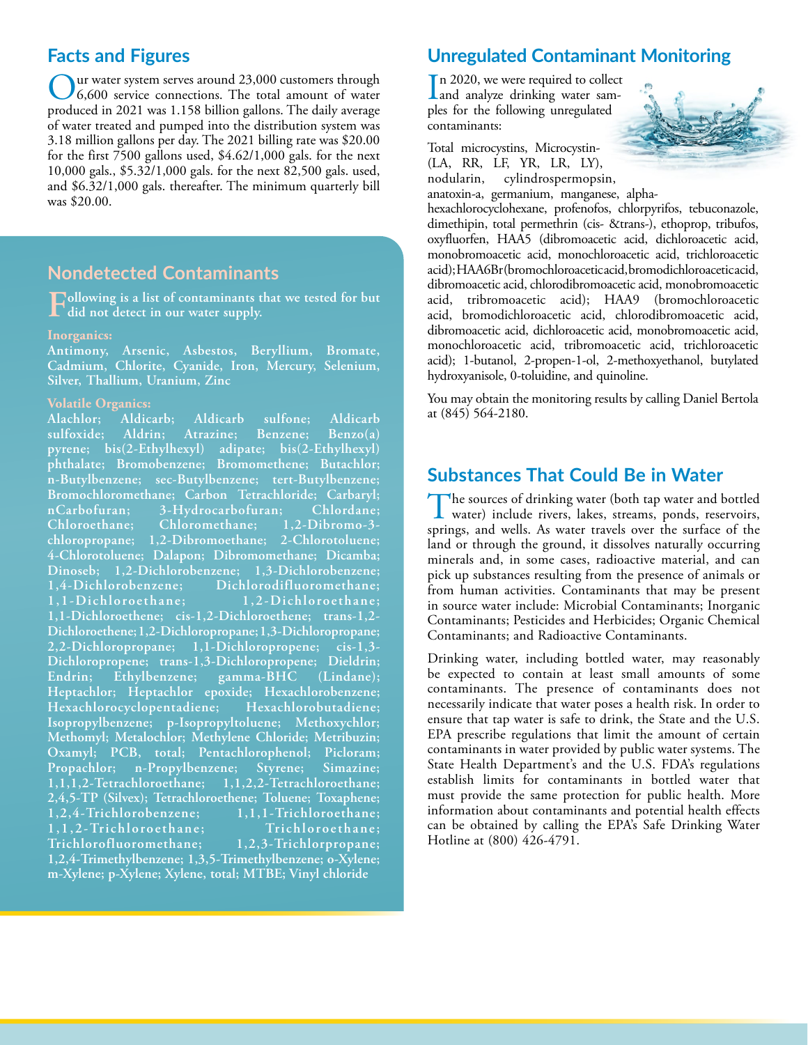## Facts and Figures

Our water system serves around 23,000 customers through 6,600 service connections. The total amount of water produced in 2021 was 1.158 billion gallons. The daily average of water treated and pumped into the distribution system was 3.18 million gallons per day. The 2021 billing rate was $20.00 for the first 7500 gallons used, $4.62/1,000 gals. for the next 10,000 gals., $5.32/1,000 gals. for the next 82,500 gals. used, and $6.32/1,000 gals. thereafter. The minimum quarterly bill was $20.00.

## Nondetected Contaminants

**Following is a list of contaminants that we tested for but did not detect in our water supply.**

**Inorganics:**
**Antimony, Arsenic, Asbestos, Beryllium, Bromate, Cadmium, Chlorite, Cyanide, Iron, Mercury, Selenium, Silver, Thallium, Uranium, Zinc**

**Volatile Organics:**
**Alachlor; Aldicarb; Aldicarb sulfone; Aldicarb sulfoxide; Aldrin; Atrazine; Benzene; Benzo(a) pyrene; bis(2-Ethylhexyl) adipate; bis(2-Ethylhexyl) phthalate; Bromobenzene; Bromomethene; Butachlor; n-Butylbenzene; sec-Butylbenzene; tert-Butylbenzene; Bromochloromethane; Carbon Tetrachloride; Carbaryl; nCarbofuran; 3-Hydrocarbofuran; Chlordane; Chloroethane; Chloromethane; 1,2-Dibromo-3-chloropropane; 1,2-Dibromoethane; 2-Chlorotoluene; 4-Chlorotoluene; Dalapon; Dibromomethane; Dicamba; Dinoseb; 1,2-Dichlorobenzene; 1,3-Dichlorobenzene; 1,4-Dichlorobenzene; Dichlorodifluoromethane; 1,1-Dichloroethane; 1,2-Dichloroethane; 1,1-Dichloroethene; cis-1,2-Dichloroethene; trans-1,2-Dichloroethene; 1,2-Dichloropropane; 1,3-Dichloropropane; 2,2-Dichloropropane; 1,1-Dichloropropene; cis-1,3-Dichloropropene; trans-1,3-Dichloropropene; Dieldrin; Endrin; Ethylbenzene; gamma-BHC (Lindane); Heptachlor; Heptachlor epoxide; Hexachlorobenzene; Hexachlorocyclopentadiene; Hexachlorobutadiene; Isopropylbenzene; p-Isopropyltoluene; Methoxychlor; Methomyl; Metalochlor; Methylene Chloride; Metribuzin; Oxamyl; PCB, total; Pentachlorophenol; Picloram; Propachlor; n-Propylbenzene; Styrene; Simazine; 1,1,1,2-Tetrachloroethane; 1,1,2,2-Tetrachloroethane; 2,4,5-TP (Silvex); Tetrachloroethene; Toluene; Toxaphene; 1,2,4-Trichlorobenzene; 1,1,1-Trichloroethane; 1,1,2-Trichloroethane; Trichloroethane; Trichlorofluoromethane; 1,2,3-Trichlorpropane; 1,2,4-Trimethylbenzene; 1,3,5-Trimethylbenzene; o-Xylene; m-Xylene; p-Xylene; Xylene, total; MTBE; Vinyl chloride**

## Unregulated Contaminant Monitoring

In 2020, we were required to collect and analyze drinking water samples for the following unregulated contaminants:

Total microcystins, Microcystin-(LA, RR, LF, YR, LR, LY), nodularin, cylindrospermopsin, anatoxin-a, germanium, manganese, alpha-hexachlorocyclohexane, profenofos, chlorpyrifos, tebuconazole, dimethipin, total permethrin (cis- &trans-), ethoprop, tribufos, oxyfluorfen, HAA5 (dibromoacetic acid, dichloroacetic acid, monobromoacetic acid, monochloroacetic acid, trichloroacetic acid); HAA6Br (bromochloroacetic acid, bromodichloroacetic acid, dibromoacetic acid, chlorodibromoacetic acid, monobromoacetic acid, tribromoacetic acid); HAA9 (bromochloroacetic acid, bromodichloroacetic acid, chlorodibromoacetic acid, dibromoacetic acid, dichloroacetic acid, monobromoacetic acid, monochloroacetic acid, tribromoacetic acid, trichloroacetic acid); 1-butanol, 2-propen-1-ol, 2-methoxyethanol, butylated hydroxyanisole, 0-toluidine, and quinoline.

You may obtain the monitoring results by calling Daniel Bertola at (845) 564-2180.

## Substances That Could Be in Water

The sources of drinking water (both tap water and bottled water) include rivers, lakes, streams, ponds, reservoirs, springs, and wells. As water travels over the surface of the land or through the ground, it dissolves naturally occurring minerals and, in some cases, radioactive material, and can pick up substances resulting from the presence of animals or from human activities. Contaminants that may be present in source water include: Microbial Contaminants; Inorganic Contaminants; Pesticides and Herbicides; Organic Chemical Contaminants; and Radioactive Contaminants.

Drinking water, including bottled water, may reasonably be expected to contain at least small amounts of some contaminants. The presence of contaminants does not necessarily indicate that water poses a health risk. In order to ensure that tap water is safe to drink, the State and the U.S. EPA prescribe regulations that limit the amount of certain contaminants in water provided by public water systems. The State Health Department's and the U.S. FDA's regulations establish limits for contaminants in bottled water that must provide the same protection for public health. More information about contaminants and potential health effects can be obtained by calling the EPA's Safe Drinking Water Hotline at (800) 426-4791.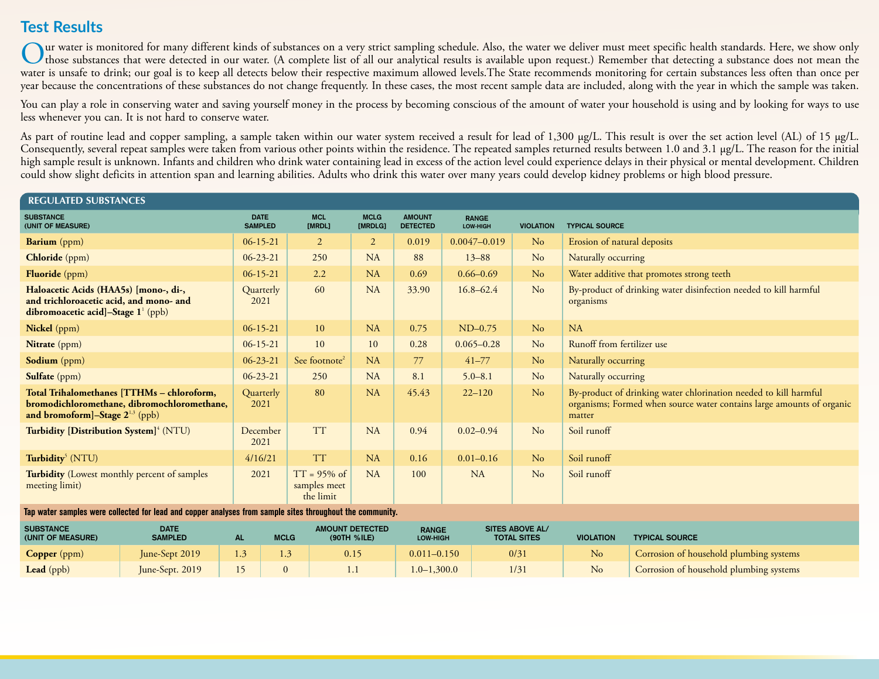# Test Results

Our water is monitored for many different kinds of substances on a very strict sampling schedule. Also, the water we deliver must meet specific health standards. Here, we show only those substances that were detected in our water. (A complete list of all our analytical results is available upon request.) Remember that detecting a substance does not mean the water is unsafe to drink; our goal is to keep all detects below their respective maximum allowed levels.The State recommends monitoring for certain substances less often than once per year because the concentrations of these substances do not change frequently. In these cases, the most recent sample data are included, along with the year in which the sample was taken.

You can play a role in conserving water and saving yourself money in the process by becoming conscious of the amount of water your household is using and by looking for ways to use less whenever you can. It is not hard to conserve water.

As part of routine lead and copper sampling, a sample taken within our water system received a result for lead of 1,300 µg/L. This result is over the set action level (AL) of 15 µg/L. Consequently, several repeat samples were taken from various other points within the residence. The repeated samples returned results between 1.0 and 3.1 µg/L. The reason for the initial high sample result is unknown. Infants and children who drink water containing lead in excess of the action level could experience delays in their physical or mental development. Children could show slight deficits in attention span and learning abilities. Adults who drink this water over many years could develop kidney problems or high blood pressure.

## REGULATED SUBSTANCES

| SUBSTANCE (UNIT OF MEASURE) | DATE SAMPLED | MCL [MRDL] | MCLG [MRDLG] | AMOUNT DETECTED | RANGE LOW-HIGH | VIOLATION | TYPICAL SOURCE |
|---|---|---|---|---|---|---|---|
| **Barium** (ppm) | 06-15-21 | 2 | 2 | 0.019 | 0.0047–0.019 | No | Erosion of natural deposits |
| **Chloride** (ppm) | 06-23-21 | 250 | NA | 88 | 13–88 | No | Naturally occurring |
| **Fluoride** (ppm) | 06-15-21 | 2.2 | NA | 0.69 | 0.66–0.69 | No | Water additive that promotes strong teeth |
| **Haloacetic Acids (HAA5s) [mono-, di-, and trichloroacetic acid, and mono- and dibromoacetic acid]–Stage 1**[1] (ppb) | Quarterly 2021 | 60 | NA | 33.90 | 16.8–62.4 | No | By-product of drinking water disinfection needed to kill harmful organisms |
| **Nickel** (ppm) | 06-15-21 | 10 | NA | 0.75 | ND–0.75 | No | NA |
| **Nitrate** (ppm) | 06-15-21 | 10 | 10 | 0.28 | 0.065–0.28 | No | Runoff from fertilizer use |
| **Sodium** (ppm) | 06-23-21 | See footnote[2] | NA | 77 | 41–77 | No | Naturally occurring |
| **Sulfate** (ppm) | 06-23-21 | 250 | NA | 8.1 | 5.0–8.1 | No | Naturally occurring |
| **Total Trihalomethanes [TTHMs – chloroform, bromodichloromethane, dibromochloromethane, and bromoform]–Stage 2**[1,3] (ppb) | Quarterly 2021 | 80 | NA | 45.43 | 22–120 | No | By-product of drinking water chlorination needed to kill harmful organisms; Formed when source water contains large amounts of organic matter |
| **Turbidity [Distribution System]**[4] (NTU) | December 2021 | TT | NA | 0.94 | 0.02–0.94 | No | Soil runoff |
| **Turbidity**[5] (NTU) | 4/16/21 | TT | NA | 0.16 | 0.01–0.16 | No | Soil runoff |
| **Turbidity** (Lowest monthly percent of samples meeting limit) | 2021 | TT = 95% of samples meet the limit | NA | 100 | NA | No | Soil runoff |

**Tap water samples were collected for lead and copper analyses from sample sites throughout the community.**

| SUBSTANCE (UNIT OF MEASURE) | DATE SAMPLED | AL | MCLG | AMOUNT DETECTED (90TH %ILE) | RANGE LOW-HIGH | SITES ABOVE AL/ TOTAL SITES | VIOLATION | TYPICAL SOURCE |
|---|---|---|---|---|---|---|---|---|
| **Copper** (ppm) | June-Sept 2019 | 1.3 | 1.3 | 0.15 | 0.011–0.150 | 0/31 | No | Corrosion of household plumbing systems |
| **Lead** (ppb) | June-Sept. 2019 | 15 | 0 | 1.1 | 1.0–1,300.0 | 1/31 | No | Corrosion of household plumbing systems |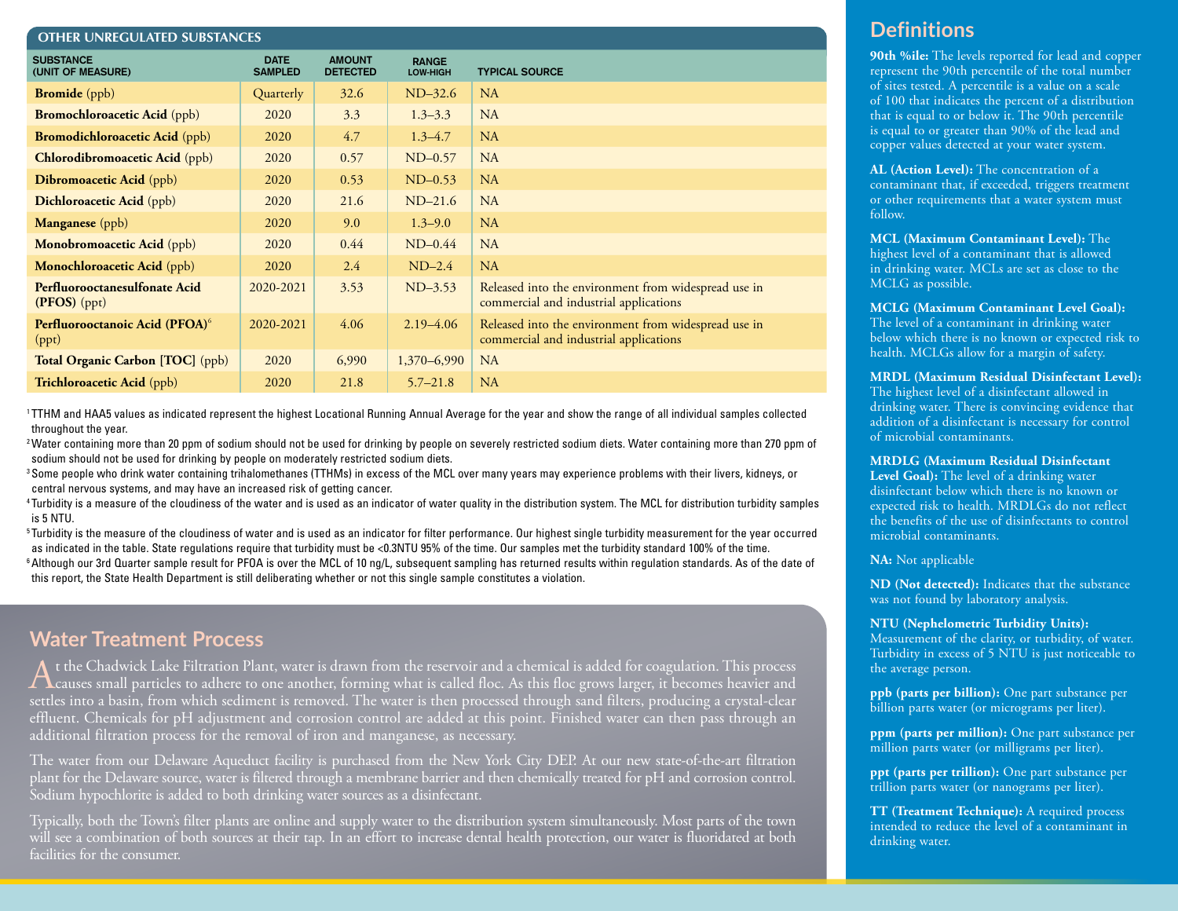## OTHER UNREGULATED SUBSTANCES

| SUBSTANCE (UNIT OF MEASURE) | DATE SAMPLED | AMOUNT DETECTED | RANGE LOW-HIGH | TYPICAL SOURCE |
|---|---|---|---|---|
| **Bromide** (ppb) | Quarterly | 32.6 | ND–32.6 | NA |
| **Bromochloroacetic Acid** (ppb) | 2020 | 3.3 | 1.3–3.3 | NA |
| **Bromodichloroacetic Acid** (ppb) | 2020 | 4.7 | 1.3–4.7 | NA |
| **Chlorodibromoacetic Acid** (ppb) | 2020 | 0.57 | ND–0.57 | NA |
| **Dibromoacetic Acid** (ppb) | 2020 | 0.53 | ND–0.53 | NA |
| **Dichloroacetic Acid** (ppb) | 2020 | 21.6 | ND–21.6 | NA |
| **Manganese** (ppb) | 2020 | 9.0 | 1.3–9.0 | NA |
| **Monobromoacetic Acid** (ppb) | 2020 | 0.44 | ND–0.44 | NA |
| **Monochloroacetic Acid** (ppb) | 2020 | 2.4 | ND–2.4 | NA |
| **Perfluorooctanesulfonate Acid (PFOS)** (ppt) | 2020-2021 | 3.53 | ND–3.53 | Released into the environment from widespread use in commercial and industrial applications |
| **Perfluorooctanoic Acid (PFOA)**[6] (ppt) | 2020-2021 | 4.06 | 2.19–4.06 | Released into the environment from widespread use in commercial and industrial applications |
| **Total Organic Carbon [TOC]** (ppb) | 2020 | 6,990 | 1,370–6,990 | NA |
| **Trichloroacetic Acid** (ppb) | 2020 | 21.8 | 5.7–21.8 | NA |

[1] TTHM and HAA5 values as indicated represent the highest Locational Running Annual Average for the year and show the range of all individual samples collected throughout the year.

[2] Water containing more than 20 ppm of sodium should not be used for drinking by people on severely restricted sodium diets. Water containing more than 270 ppm of sodium should not be used for drinking by people on moderately restricted sodium diets.

[3] Some people who drink water containing trihalomethanes (TTHMs) in excess of the MCL over many years may experience problems with their livers, kidneys, or central nervous systems, and may have an increased risk of getting cancer.

[4] Turbidity is a measure of the cloudiness of the water and is used as an indicator of water quality in the distribution system. The MCL for distribution turbidity samples is 5 NTU.

[5] Turbidity is the measure of the cloudiness of water and is used as an indicator for filter performance. Our highest single turbidity measurement for the year occurred as indicated in the table. State regulations require that turbidity must be <0.3NTU 95% of the time. Our samples met the turbidity standard 100% of the time.

[6] Although our 3rd Quarter sample result for PFOA is over the MCL of 10 ng/L, subsequent sampling has returned results within regulation standards. As of the date of this report, the State Health Department is still deliberating whether or not this single sample constitutes a violation.

## Water Treatment Process

At the Chadwick Lake Filtration Plant, water is drawn from the reservoir and a chemical is added for coagulation. This process causes small particles to adhere to one another, forming what is called floc. As this floc grows larger, it becomes heavier and settles into a basin, from which sediment is removed. The water is then processed through sand filters, producing a crystal-clear effluent. Chemicals for pH adjustment and corrosion control are added at this point. Finished water can then pass through an additional filtration process for the removal of iron and manganese, as necessary.

The water from our Delaware Aqueduct facility is purchased from the New York City DEP. At our new state-of-the-art filtration plant for the Delaware source, water is filtered through a membrane barrier and then chemically treated for pH and corrosion control. Sodium hypochlorite is added to both drinking water sources as a disinfectant.

Typically, both the Town's filter plants are online and supply water to the distribution system simultaneously. Most parts of the town will see a combination of both sources at their tap. In an effort to increase dental health protection, our water is fluoridated at both facilities for the consumer.

## Definitions

**90th %ile:** The levels reported for lead and copper represent the 90th percentile of the total number of sites tested. A percentile is a value on a scale of 100 that indicates the percent of a distribution that is equal to or below it. The 90th percentile is equal to or greater than 90% of the lead and copper values detected at your water system.

**AL (Action Level):** The concentration of a contaminant that, if exceeded, triggers treatment or other requirements that a water system must follow.

**MCL (Maximum Contaminant Level):** The highest level of a contaminant that is allowed in drinking water. MCLs are set as close to the MCLG as possible.

**MCLG (Maximum Contaminant Level Goal):** The level of a contaminant in drinking water below which there is no known or expected risk to health. MCLGs allow for a margin of safety.

**MRDL (Maximum Residual Disinfectant Level):** The highest level of a disinfectant allowed in drinking water. There is convincing evidence that addition of a disinfectant is necessary for control of microbial contaminants.

**MRDLG (Maximum Residual Disinfectant Level Goal):** The level of a drinking water disinfectant below which there is no known or expected risk to health. MRDLGs do not reflect the benefits of the use of disinfectants to control microbial contaminants.

**NA:** Not applicable

**ND (Not detected):** Indicates that the substance was not found by laboratory analysis.

**NTU (Nephelometric Turbidity Units):** Measurement of the clarity, or turbidity, of water. Turbidity in excess of 5 NTU is just noticeable to the average person.

**ppb (parts per billion):** One part substance per billion parts water (or micrograms per liter).

**ppm (parts per million):** One part substance per million parts water (or milligrams per liter).

**ppt (parts per trillion):** One part substance per trillion parts water (or nanograms per liter).

**TT (Treatment Technique):** A required process intended to reduce the level of a contaminant in drinking water.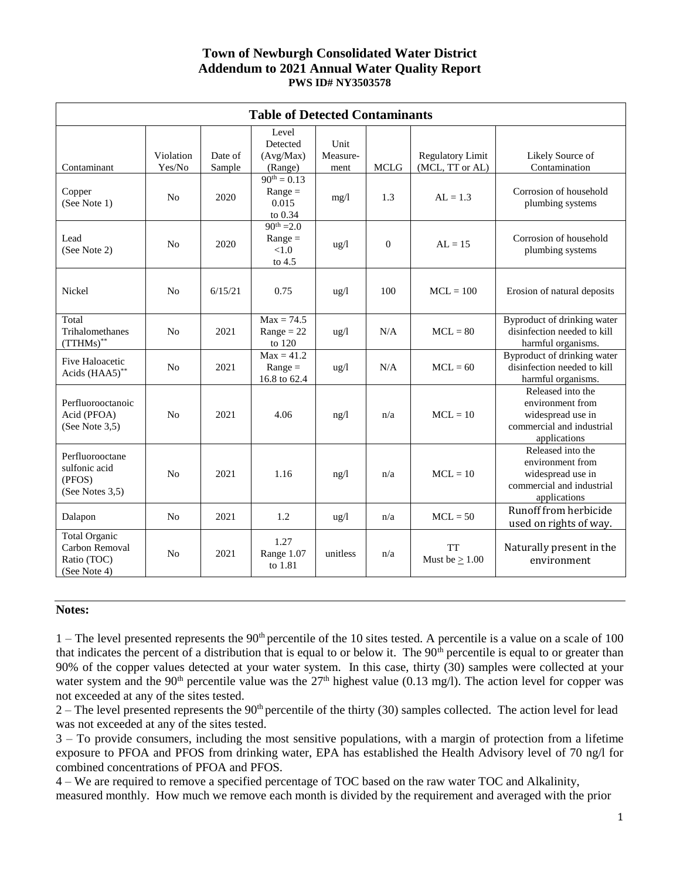# Town of Newburgh Consolidated Water District
## Addendum to 2021 Annual Water Quality Report
**PWS ID# NY3503578**

| Table of Detected Contaminants | | | | | | | |
|---|---|---|---|---|---|---|---|
| Contaminant | Violation Yes/No | Date of Sample | Level Detected (Avg/Max) (Range) | Unit Measure-ment | MCLG | Regulatory Limit (MCL, TT or AL) | Likely Source of Contamination |
| Copper (See Note 1) | No | 2020 | $90^{th}$ = 0.13 Range = 0.015 to 0.34 | mg/l | 1.3 | AL = 1.3 | Corrosion of household plumbing systems |
| Lead (See Note 2) | No | 2020 | $90^{th}$ =2.0 Range = <1.0 to 4.5 | ug/l | 0 | AL = 15 | Corrosion of household plumbing systems |
| Nickel | No | 6/15/21 | 0.75 | ug/l | 100 | MCL = 100 | Erosion of natural deposits |
| Total Trihalomethanes (TTHMs)** | No | 2021 | Max = 74.5 Range = 22 to 120 | ug/l | N/A | MCL = 80 | Byproduct of drinking water disinfection needed to kill harmful organisms. |
| Five Haloacetic Acids (HAA5)** | No | 2021 | Max = 41.2 Range = 16.8 to 62.4 | ug/l | N/A | MCL = 60 | Byproduct of drinking water disinfection needed to kill harmful organisms. |
| Perfluorooctanoic Acid (PFOA) (See Note 3,5) | No | 2021 | 4.06 | ng/l | n/a | MCL = 10 | Released into the environment from widespread use in commercial and industrial applications |
| Perfluorooctane sulfonic acid (PFOS) (See Notes 3,5) | No | 2021 | 1.16 | ng/l | n/a | MCL = 10 | Released into the environment from widespread use in commercial and industrial applications |
| Dalapon | No | 2021 | 1.2 | ug/l | n/a | MCL = 50 | Runoff from herbicide used on rights of way. |
| Total Organic Carbon Removal Ratio (TOC) (See Note 4) | No | 2021 | 1.27 Range 1.07 to 1.81 | unitless | n/a | TT Must be $\geq$ 1.00 | Naturally present in the environment |

**Notes:**

1 – The level presented represents the 90th percentile of the 10 sites tested. A percentile is a value on a scale of 100 that indicates the percent of a distribution that is equal to or below it. The 90th percentile is equal to or greater than 90% of the copper values detected at your water system. In this case, thirty (30) samples were collected at your water system and the 90th percentile value was the 27th highest value (0.13 mg/l). The action level for copper was not exceeded at any of the sites tested.

2 – The level presented represents the 90th percentile of the thirty (30) samples collected. The action level for lead was not exceeded at any of the sites tested.

3 – To provide consumers, including the most sensitive populations, with a margin of protection from a lifetime exposure to PFOA and PFOS from drinking water, EPA has established the Health Advisory level of 70 ng/l for combined concentrations of PFOA and PFOS.

4 – We are required to remove a specified percentage of TOC based on the raw water TOC and Alkalinity, measured monthly. How much we remove each month is divided by the requirement and averaged with the prior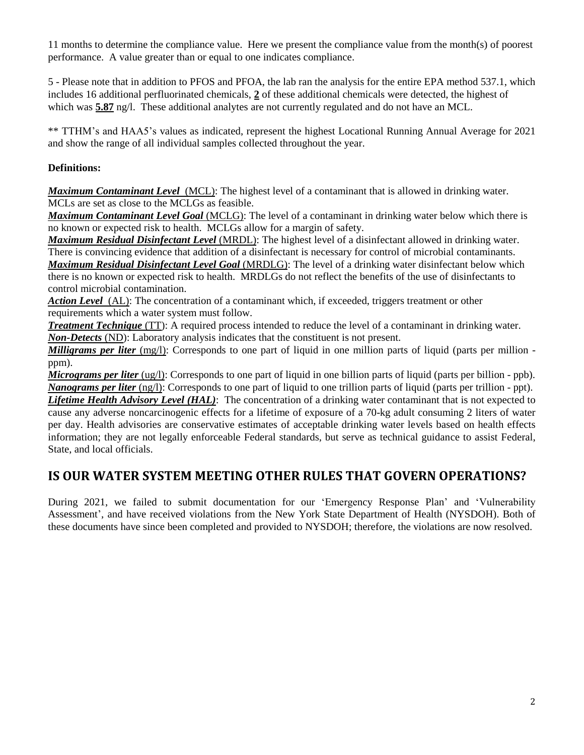11 months to determine the compliance value. Here we present the compliance value from the month(s) of poorest performance. A value greater than or equal to one indicates compliance.

5 - Please note that in addition to PFOS and PFOA, the lab ran the analysis for the entire EPA method 537.1, which includes 16 additional perfluorinated chemicals, **2** of these additional chemicals were detected, the highest of which was **5.87** ng/l. These additional analytes are not currently regulated and do not have an MCL.

** TTHM's and HAA5's values as indicated, represent the highest Locational Running Annual Average for 2021 and show the range of all individual samples collected throughout the year.

**Definitions:**

***Maximum Contaminant Level*** (MCL): The highest level of a contaminant that is allowed in drinking water. MCLs are set as close to the MCLGs as feasible.

***Maximum Contaminant Level Goal*** (MCLG): The level of a contaminant in drinking water below which there is no known or expected risk to health. MCLGs allow for a margin of safety.

***Maximum Residual Disinfectant Level*** (MRDL): The highest level of a disinfectant allowed in drinking water. There is convincing evidence that addition of a disinfectant is necessary for control of microbial contaminants.

***Maximum Residual Disinfectant Level Goal*** (MRDLG): The level of a drinking water disinfectant below which there is no known or expected risk to health. MRDLGs do not reflect the benefits of the use of disinfectants to control microbial contamination.

***Action Level*** (AL): The concentration of a contaminant which, if exceeded, triggers treatment or other requirements which a water system must follow.

***Treatment Technique*** (TT): A required process intended to reduce the level of a contaminant in drinking water.

***Non-Detects*** (ND): Laboratory analysis indicates that the constituent is not present.

***Milligrams per liter*** (mg/l): Corresponds to one part of liquid in one million parts of liquid (parts per million - ppm).

***Micrograms per liter*** (ug/l): Corresponds to one part of liquid in one billion parts of liquid (parts per billion - ppb).

***Nanograms per liter*** (ng/l): Corresponds to one part of liquid to one trillion parts of liquid (parts per trillion - ppt).

***Lifetime Health Advisory Level (HAL)***: The concentration of a drinking water contaminant that is not expected to cause any adverse noncarcinogenic effects for a lifetime of exposure of a 70-kg adult consuming 2 liters of water per day. Health advisories are conservative estimates of acceptable drinking water levels based on health effects information; they are not legally enforceable Federal standards, but serve as technical guidance to assist Federal, State, and local officials.

## IS OUR WATER SYSTEM MEETING OTHER RULES THAT GOVERN OPERATIONS?

During 2021, we failed to submit documentation for our 'Emergency Response Plan' and 'Vulnerability Assessment', and have received violations from the New York State Department of Health (NYSDOH). Both of these documents have since been completed and provided to NYSDOH; therefore, the violations are now resolved.